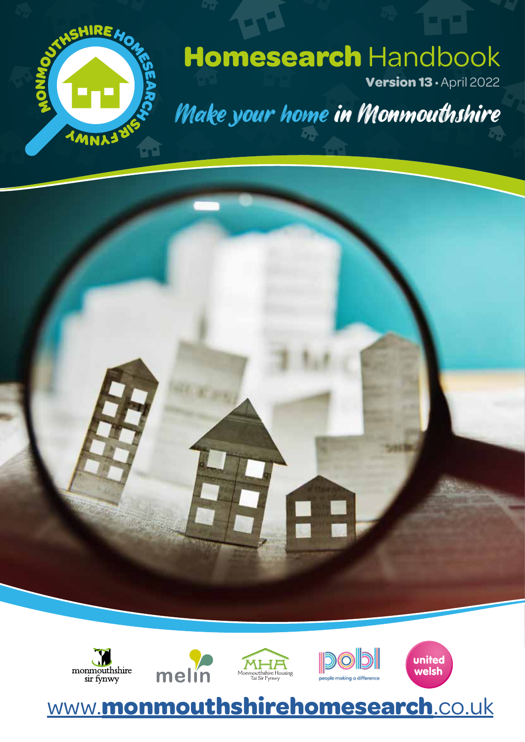# Homesearch Handbook

**Version 13** • April 2022

*Make your home in Monmouthshire*

monmouthshire sir fynwy

melin

MHA Monmouthshire Housing Tai Sir Fynwy

pobl people making a difference

united welsh

www.**monmouthshirehomesearch**.co.uk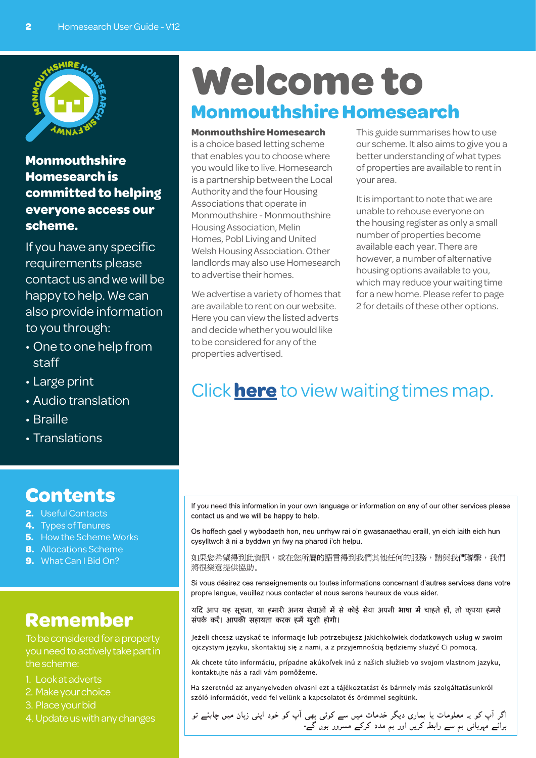# Welcome to

## Monmouthshire Homesearch

**Monmouthshire Homesearch is committed to helping everyone access our scheme.**

If you have any specific requirements please contact us and we will be happy to help. We can also provide information to you through:

- One to one help from staff
- Large print
- Audio translation
- Braille
- Translations

**Monmouthshire Homesearch** is a choice based letting scheme that enables you to choose where you would like to live. Homesearch is a partnership between the Local Authority and the four Housing Associations that operate in Monmouthshire - Monmouthshire Housing Association, Melin Homes, Pobl Living and United Welsh Housing Association. Other landlords may also use Homesearch to advertise their homes.

We advertise a variety of homes that are available to rent on our website. Here you can view the listed adverts and decide whether you would like to be considered for any of the properties advertised.

This guide summarises how to use our scheme. It also aims to give you a better understanding of what types of properties are available to rent in your area.

It is important to note that we are unable to rehouse everyone on the housing register as only a small number of properties become available each year. There are however, a number of alternative housing options available to you, which may reduce your waiting time for a new home. Please refer to page 2 for details of these other options.

Click **here** to view waiting times map.

## Contents

**2.** Useful Contacts
**4.** Types of Tenures
**5.** How the Scheme Works
**8.** Allocations Scheme
**9.** What Can I Bid On?

## Remember

To be considered for a property you need to actively take part in the scheme:

1. Look at adverts
2. Make your choice
3. Place your bid
4. Update us with any changes

If you need this information in your own language or information on any of our other services please contact us and we will be happy to help.

Os hoffech gael y wybodaeth hon, neu unrhyw rai o'n gwasanaethau eraill, yn eich iaith eich hun cysylltwch â ni a byddwn yn fwy na pharod i'ch helpu.

如果您希望得到此資訊，或在您所屬的語言得到我們其他任何的服務，請與我們聯繫，我們將很樂意提供協助。

Si vous désirez ces renseignements ou toutes informations concernant d'autres services dans votre propre langue, veuillez nous contacter et nous serons heureux de vous aider.

यदि आप यह सूचना, या हमारी अनय सेवाओं में से कोई सेवा अपनी भाषा में चाहते हों, तो कृपया हमसे संपर्क करें। आपकी सहायता करक हमें खुशी होगी।

Jeżeli chcesz uzyskać te informacje lub potrzebujesz jakichkolwiek dodatkowych usług w swoim ojczystym języku, skontaktuj się z nami, a z przyjemnością będziemy służyć Ci pomocą.

Ak chcete túto informáciu, prípadne akúkoľvek inú z našich služieb vo svojom vlastnom jazyku, kontaktujte nás a radi vám pomôžeme.

Ha szeretnéd az anyanyelveden olvasni ezt a tájékoztatást és bármely más szolgáltatásunkról szóló információt, vedd fel velünk a kapcsolatot és örömmel segítünk.

اگر آپ کو یہ معلومات یا ہماری دیگر خدمات میں سے کوئی بھی آپ کو خود اپنی زبان میں چاہئے تو برائے مہربانی ہم سے رابطہ کریں اور ہم مدد کرکے مسرور ہوں گے-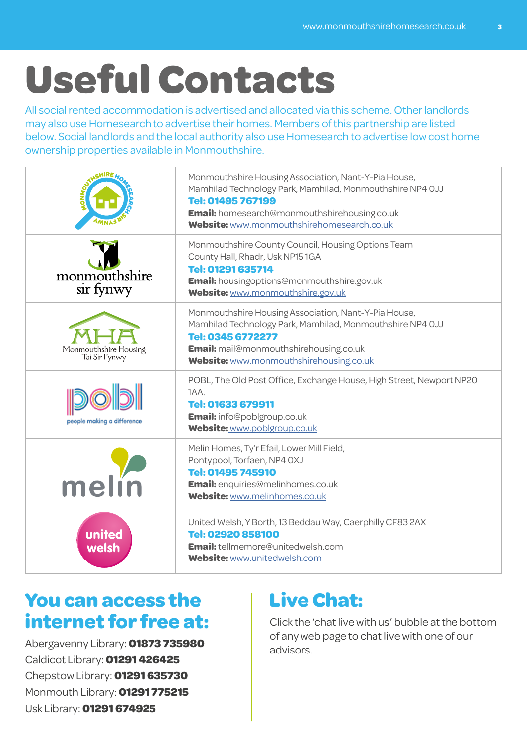# Useful Contacts

All social rented accommodation is advertised and allocated via this scheme. Other landlords may also use Homesearch to advertise their homes. Members of this partnership are listed below. Social landlords and the local authority also use Homesearch to advertise low cost home ownership properties available in Monmouthshire.

| | |
|---|---|
| Monmouthshire Homesearch Sir Fynwy | Monmouthshire Housing Association, Nant-Y-Pia House, Mamhilad Technology Park, Mamhilad, Monmouthshire NP4 0JJ<br>**Tel: 01495 767199**<br>**Email:** homesearch@monmouthshirehousing.co.uk<br>**Website:** www.monmouthshirehomesearch.co.uk |
| monmouthshire sir fynwy | Monmouthshire County Council, Housing Options Team County Hall, Rhadr, Usk NP15 1GA<br>**Tel: 01291 635714**<br>**Email:** housingoptions@monmouthshire.gov.uk<br>**Website:** www.monmouthshire.gov.uk |
| MHA Monmouthshire Housing Tai Sir Fynwy | Monmouthshire Housing Association, Nant-Y-Pia House, Mamhilad Technology Park, Mamhilad, Monmouthshire NP4 0JJ<br>**Tel: 0345 6772277**<br>**Email:** mail@monmouthshirehousing.co.uk<br>**Website:** www.monmouthshirehousing.co.uk |
| pobl people making a difference | POBL, The Old Post Office, Exchange House, High Street, Newport NP20 1AA.<br>**Tel: 01633 679911**<br>**Email:** info@poblgroup.co.uk<br>**Website:** www.poblgroup.co.uk |
| melin | Melin Homes, Ty'r Efail, Lower Mill Field, Pontypool, Torfaen, NP4 0XJ<br>**Tel: 01495 745910**<br>**Email:** enquiries@melinhomes.co.uk<br>**Website:** www.melinhomes.co.uk |
| united welsh | United Welsh, Y Borth, 13 Beddau Way, Caerphilly CF83 2AX<br>**Tel: 02920 858100**<br>**Email:** tellmemore@unitedwelsh.com<br>**Website:** www.unitedwelsh.com |

## You can access the internet for free at:

Abergavenny Library: **01873 735980**
Caldicot Library: **01291 426425**
Chepstow Library: **01291 635730**
Monmouth Library: **01291 775215**
Usk Library: **01291 674925**

## Live Chat:

Click the 'chat live with us' bubble at the bottom of any web page to chat live with one of our advisors.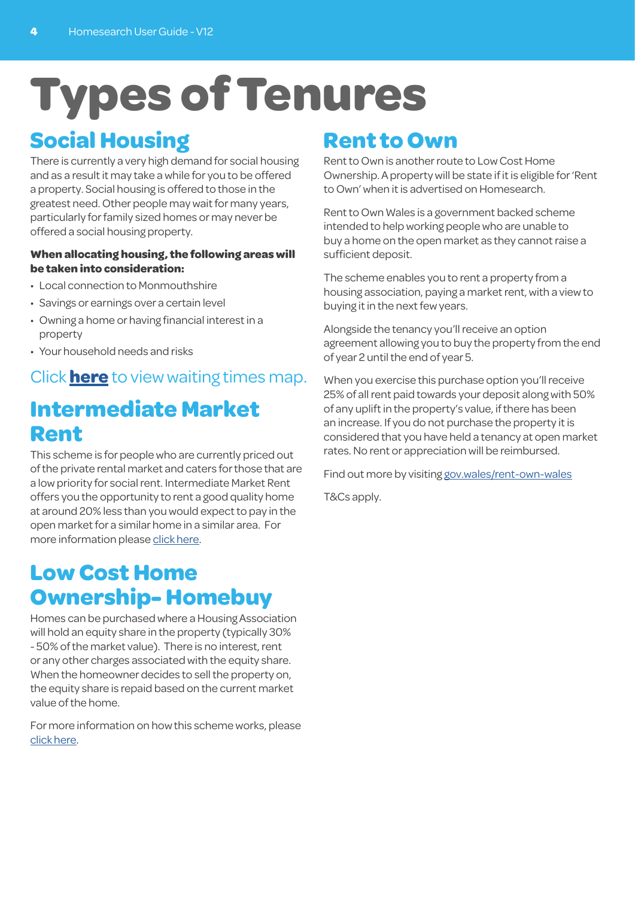# Types of Tenures

## Social Housing

There is currently a very high demand for social housing and as a result it may take a while for you to be offered a property. Social housing is offered to those in the greatest need. Other people may wait for many years, particularly for family sized homes or may never be offered a social housing property.

**When allocating housing, the following areas will be taken into consideration:**

- Local connection to Monmouthshire
- Savings or earnings over a certain level
- Owning a home or having financial interest in a property
- Your household needs and risks

Click **here** to view waiting times map.

## Intermediate Market Rent

This scheme is for people who are currently priced out of the private rental market and caters for those that are a low priority for social rent. Intermediate Market Rent offers you the opportunity to rent a good quality home at around 20% less than you would expect to pay in the open market for a similar home in a similar area. For more information please click here.

## Low Cost Home Ownership- Homebuy

Homes can be purchased where a Housing Association will hold an equity share in the property (typically 30% - 50% of the market value). There is no interest, rent or any other charges associated with the equity share. When the homeowner decides to sell the property on, the equity share is repaid based on the current market value of the home.

For more information on how this scheme works, please click here.

## Rent to Own

Rent to Own is another route to Low Cost Home Ownership. A property will be state if it is eligible for 'Rent to Own' when it is advertised on Homesearch.

Rent to Own Wales is a government backed scheme intended to help working people who are unable to buy a home on the open market as they cannot raise a sufficient deposit.

The scheme enables you to rent a property from a housing association, paying a market rent, with a view to buying it in the next few years.

Alongside the tenancy you'll receive an option agreement allowing you to buy the property from the end of year 2 until the end of year 5.

When you exercise this purchase option you'll receive 25% of all rent paid towards your deposit along with 50% of any uplift in the property's value, if there has been an increase. If you do not purchase the property it is considered that you have held a tenancy at open market rates. No rent or appreciation will be reimbursed.

Find out more by visiting gov.wales/rent-own-wales

T&Cs apply.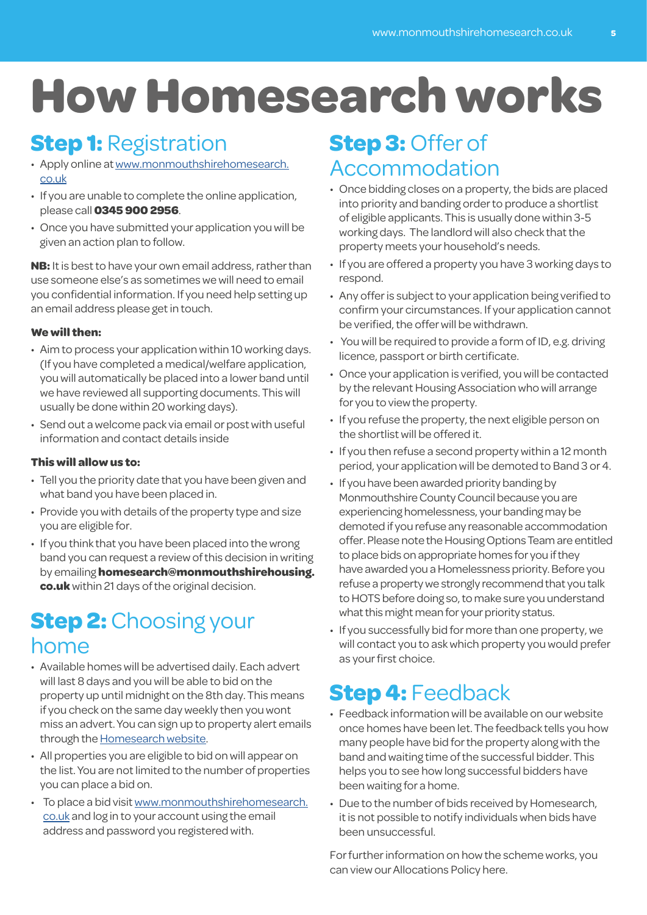# How Homesearch works

## Step 1: Registration

- Apply online at www.monmouthshirehomesearch.co.uk
- If you are unable to complete the online application, please call **0345 900 2956**.
- Once you have submitted your application you will be given an action plan to follow.

**NB:** It is best to have your own email address, rather than use someone else's as sometimes we will need to email you confidential information. If you need help setting up an email address please get in touch.

**We will then:**

- Aim to process your application within 10 working days. (If you have completed a medical/welfare application, you will automatically be placed into a lower band until we have reviewed all supporting documents. This will usually be done within 20 working days).
- Send out a welcome pack via email or post with useful information and contact details inside

**This will allow us to:**

- Tell you the priority date that you have been given and what band you have been placed in.
- Provide you with details of the property type and size you are eligible for.
- If you think that you have been placed into the wrong band you can request a review of this decision in writing by emailing **homesearch@monmouthshirehousing.co.uk** within 21 days of the original decision.

## Step 2: Choosing your home

- Available homes will be advertised daily. Each advert will last 8 days and you will be able to bid on the property up until midnight on the 8th day. This means if you check on the same day weekly then you wont miss an advert. You can sign up to property alert emails through the Homesearch website.
- All properties you are eligible to bid on will appear on the list. You are not limited to the number of properties you can place a bid on.
- To place a bid visit www.monmouthshirehomesearch.co.uk and log in to your account using the email address and password you registered with.

## Step 3: Offer of Accommodation

- Once bidding closes on a property, the bids are placed into priority and banding order to produce a shortlist of eligible applicants. This is usually done within 3-5 working days. The landlord will also check that the property meets your household's needs.
- If you are offered a property you have 3 working days to respond.
- Any offer is subject to your application being verified to confirm your circumstances. If your application cannot be verified, the offer will be withdrawn.
- You will be required to provide a form of ID, e.g. driving licence, passport or birth certificate.
- Once your application is verified, you will be contacted by the relevant Housing Association who will arrange for you to view the property.
- If you refuse the property, the next eligible person on the shortlist will be offered it.
- If you then refuse a second property within a 12 month period, your application will be demoted to Band 3 or 4.
- If you have been awarded priority banding by Monmouthshire County Council because you are experiencing homelessness, your banding may be demoted if you refuse any reasonable accommodation offer. Please note the Housing Options Team are entitled to place bids on appropriate homes for you if they have awarded you a Homelessness priority. Before you refuse a property we strongly recommend that you talk to HOTS before doing so, to make sure you understand what this might mean for your priority status.
- If you successfully bid for more than one property, we will contact you to ask which property you would prefer as your first choice.

## Step 4: Feedback

- Feedback information will be available on our website once homes have been let. The feedback tells you how many people have bid for the property along with the band and waiting time of the successful bidder. This helps you to see how long successful bidders have been waiting for a home.
- Due to the number of bids received by Homesearch, it is not possible to notify individuals when bids have been unsuccessful.

For further information on how the scheme works, you can view our Allocations Policy here.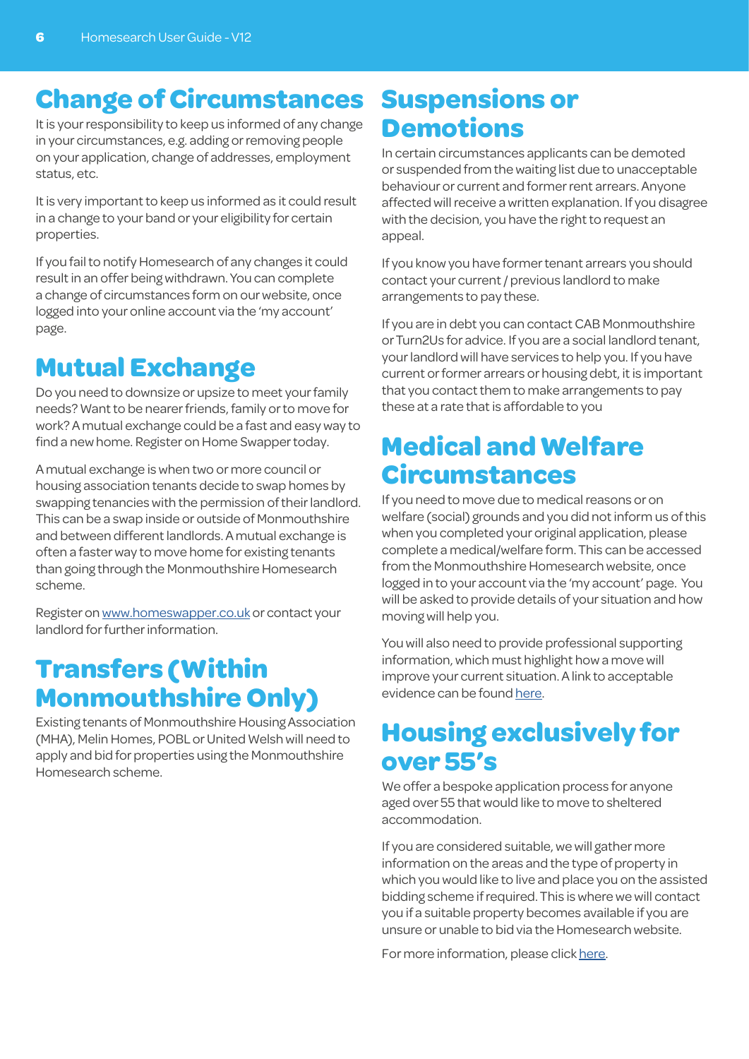## Change of Circumstances

It is your responsibility to keep us informed of any change in your circumstances, e.g. adding or removing people on your application, change of addresses, employment status, etc.

It is very important to keep us informed as it could result in a change to your band or your eligibility for certain properties.

If you fail to notify Homesearch of any changes it could result in an offer being withdrawn. You can complete a change of circumstances form on our website, once logged into your online account via the 'my account' page.

## Mutual Exchange

Do you need to downsize or upsize to meet your family needs? Want to be nearer friends, family or to move for work? A mutual exchange could be a fast and easy way to find a new home. Register on Home Swapper today.

A mutual exchange is when two or more council or housing association tenants decide to swap homes by swapping tenancies with the permission of their landlord. This can be a swap inside or outside of Monmouthshire and between different landlords. A mutual exchange is often a faster way to move home for existing tenants than going through the Monmouthshire Homesearch scheme.

Register on [www.homeswapper.co.uk](http://www.homeswapper.co.uk) or contact your landlord for further information.

## Transfers (Within Monmouthshire Only)

Existing tenants of Monmouthshire Housing Association (MHA), Melin Homes, POBL or United Welsh will need to apply and bid for properties using the Monmouthshire Homesearch scheme.

## Suspensions or Demotions

In certain circumstances applicants can be demoted or suspended from the waiting list due to unacceptable behaviour or current and former rent arrears. Anyone affected will receive a written explanation. If you disagree with the decision, you have the right to request an appeal.

If you know you have former tenant arrears you should contact your current / previous landlord to make arrangements to pay these.

If you are in debt you can contact CAB Monmouthshire or Turn2Us for advice. If you are a social landlord tenant, your landlord will have services to help you. If you have current or former arrears or housing debt, it is important that you contact them to make arrangements to pay these at a rate that is affordable to you

## Medical and Welfare Circumstances

If you need to move due to medical reasons or on welfare (social) grounds and you did not inform us of this when you completed your original application, please complete a medical/welfare form. This can be accessed from the Monmouthshire Homesearch website, once logged in to your account via the 'my account' page. You will be asked to provide details of your situation and how moving will help you.

You will also need to provide professional supporting information, which must highlight how a move will improve your current situation. A link to acceptable evidence can be found here.

## Housing exclusively for over 55's

We offer a bespoke application process for anyone aged over 55 that would like to move to sheltered accommodation.

If you are considered suitable, we will gather more information on the areas and the type of property in which you would like to live and place you on the assisted bidding scheme if required. This is where we will contact you if a suitable property becomes available if you are unsure or unable to bid via the Homesearch website.

For more information, please click here.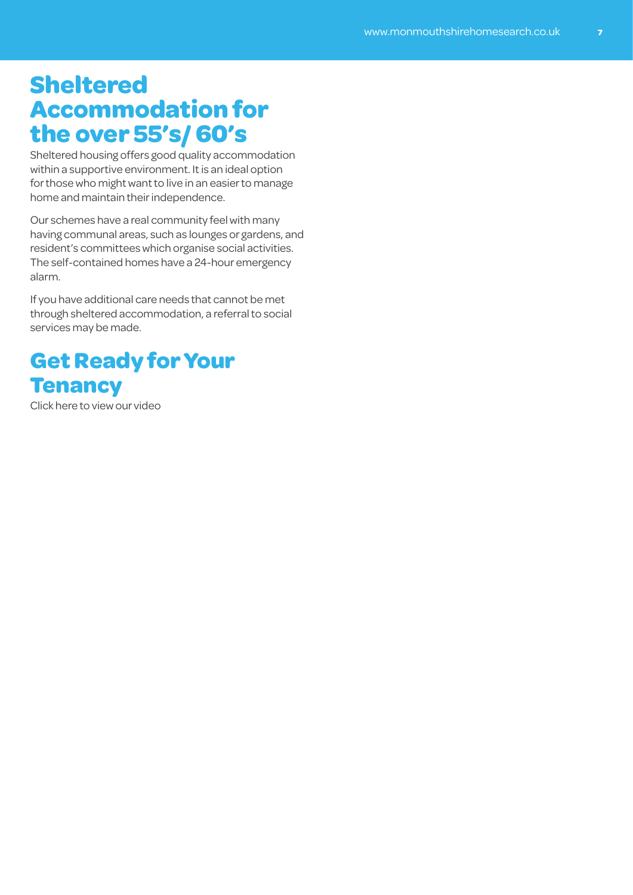## Sheltered Accommodation for the over 55's/ 60's

Sheltered housing offers good quality accommodation within a supportive environment. It is an ideal option for those who might want to live in an easier to manage home and maintain their independence.

Our schemes have a real community feel with many having communal areas, such as lounges or gardens, and resident's committees which organise social activities. The self-contained homes have a 24-hour emergency alarm.

If you have additional care needs that cannot be met through sheltered accommodation, a referral to social services may be made.

## Get Ready for Your Tenancy

Click here to view our video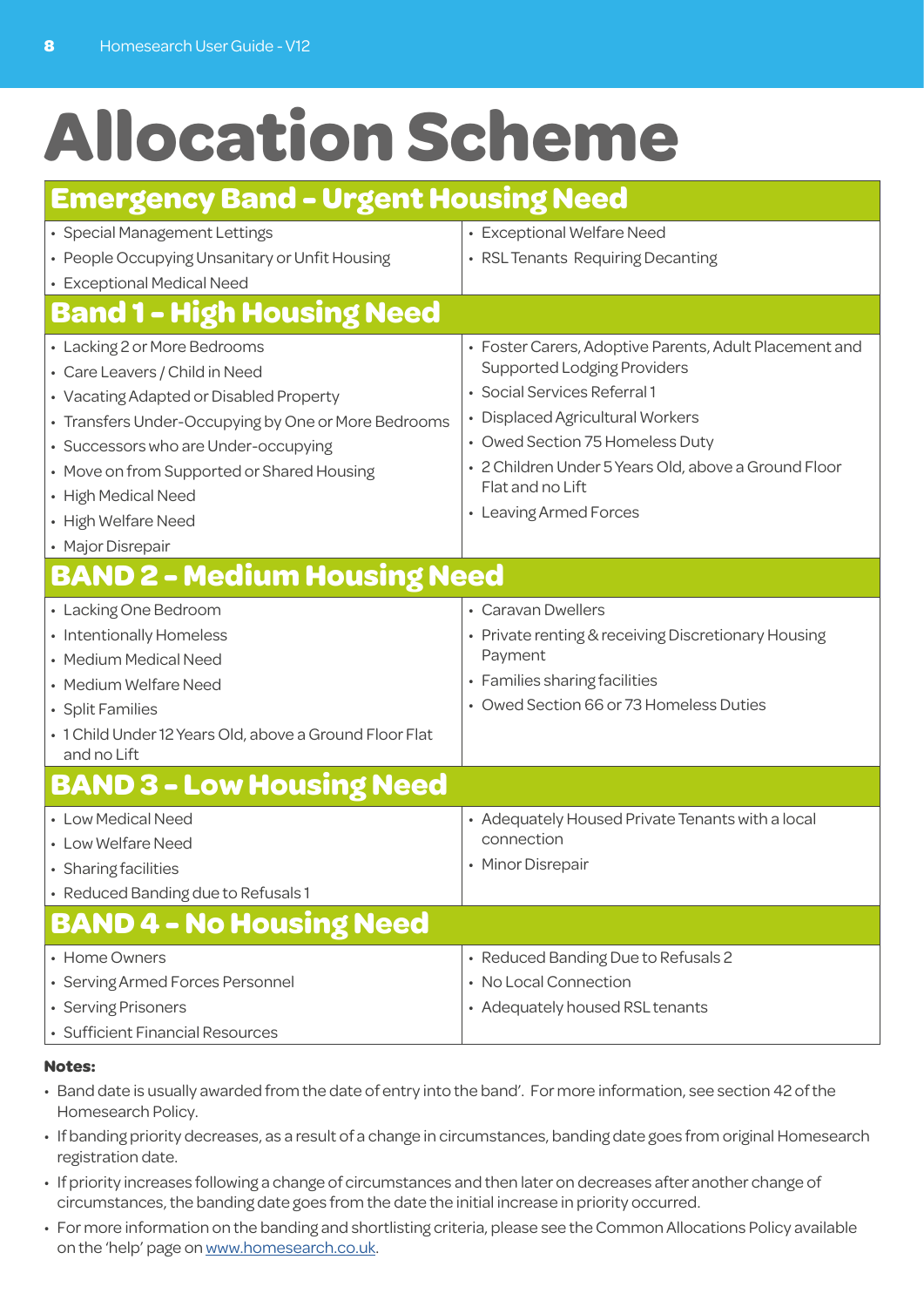# Allocation Scheme

## Emergency Band - Urgent Housing Need

- Special Management Lettings
- People Occupying Unsanitary or Unfit Housing
- Exceptional Medical Need
- Exceptional Welfare Need
- RSL Tenants Requiring Decanting

## Band 1 - High Housing Need

- Lacking 2 or More Bedrooms
- Care Leavers / Child in Need
- Vacating Adapted or Disabled Property
- Transfers Under-Occupying by One or More Bedrooms
- Successors who are Under-occupying
- Move on from Supported or Shared Housing
- High Medical Need
- High Welfare Need
- Major Disrepair
- Foster Carers, Adoptive Parents, Adult Placement and Supported Lodging Providers
- Social Services Referral 1
- Displaced Agricultural Workers
- Owed Section 75 Homeless Duty
- 2 Children Under 5 Years Old, above a Ground Floor Flat and no Lift
- Leaving Armed Forces

## BAND 2 - Medium Housing Need

- Lacking One Bedroom
- Intentionally Homeless
- Medium Medical Need
- Medium Welfare Need
- Split Families
- 1 Child Under 12 Years Old, above a Ground Floor Flat and no Lift
- Caravan Dwellers
- Private renting & receiving Discretionary Housing Payment
- Families sharing facilities
- Owed Section 66 or 73 Homeless Duties

## BAND 3 - Low Housing Need

- Low Medical Need
- Low Welfare Need
- Sharing facilities
- Reduced Banding due to Refusals 1
- Adequately Housed Private Tenants with a local connection
- Minor Disrepair

## BAND 4 - No Housing Need

- Home Owners
- Serving Armed Forces Personnel
- Serving Prisoners
- Sufficient Financial Resources
- Reduced Banding Due to Refusals 2
- No Local Connection
- Adequately housed RSL tenants

**Notes:**

- Band date is usually awarded from the date of entry into the band'. For more information, see section 42 of the Homesearch Policy.
- If banding priority decreases, as a result of a change in circumstances, banding date goes from original Homesearch registration date.
- If priority increases following a change of circumstances and then later on decreases after another change of circumstances, the banding date goes from the date the initial increase in priority occurred.
- For more information on the banding and shortlisting criteria, please see the Common Allocations Policy available on the 'help' page on www.homesearch.co.uk.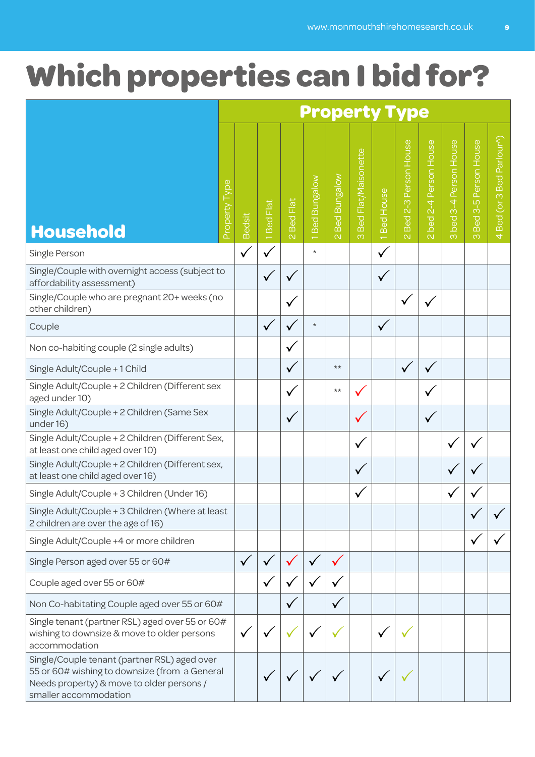# Which properties can I bid for?

| Household | Bedsit | 1 Bed Flat | 2 Bed Flat | 1 Bed Bungalow | 2 Bed Bungalow | 3 Bed Flat/Maisonette | 1 Bed House | 2 Bed 2-3 Person House | 2 bed 2-4 Person House | 3 bed 3-4 Person House | 3 Bed 3-5 Person House | 4 Bed (or 3 Bed Parlour^) |
|---|---|---|---|---|---|---|---|---|---|---|---|---|
| | **Property Type** | | | | | | | | | | | |
| Single Person | ✓ | ✓ | | * | | | ✓ | | | | | |
| Single/Couple with overnight access (subject to affordability assessment) | | ✓ | ✓ | | | | ✓ | | | | | |
| Single/Couple who are pregnant 20+ weeks (no other children) | | | ✓ | | | | | ✓ | ✓ | | | |
| Couple | | ✓ | ✓ | * | | | ✓ | | | | | |
| Non co-habiting couple (2 single adults) | | | ✓ | | | | | | | | | |
| Single Adult/Couple + 1 Child | | | ✓ | | ** | | | ✓ | ✓ | | | |
| Single Adult/Couple + 2 Children (Different sex aged under 10) | | | ✓ | | ** | ✓ | | | ✓ | | | |
| Single Adult/Couple + 2 Children (Same Sex under 16) | | | ✓ | | | ✓ | | | ✓ | | | |
| Single Adult/Couple + 2 Children (Different Sex, at least one child aged over 10) | | | | | | ✓ | | | | ✓ | ✓ | |
| Single Adult/Couple + 2 Children (Different sex, at least one child aged over 16) | | | | | | ✓ | | | | ✓ | ✓ | |
| Single Adult/Couple + 3 Children (Under 16) | | | | | | ✓ | | | | ✓ | ✓ | |
| Single Adult/Couple + 3 Children (Where at least 2 children are over the age of 16) | | | | | | | | | | | ✓ | ✓ |
| Single Adult/Couple +4 or more children | | | | | | | | | | | ✓ | ✓ |
| Single Person aged over 55 or 60# | ✓ | ✓ | ✓ | ✓ | ✓ | | | | | | | |
| Couple aged over 55 or 60# | | ✓ | ✓ | ✓ | ✓ | | | | | | | |
| Non Co-habitating Couple aged over 55 or 60# | | | ✓ | | ✓ | | | | | | | |
| Single tenant (partner RSL) aged over 55 or 60# wishing to downsize & move to older persons accommodation | ✓ | ✓ | ✓ | ✓ | ✓ | | ✓ | ✓ | | | | |
| Single/Couple tenant (partner RSL) aged over 55 or 60# wishing to downsize (from a General Needs property) & move to older persons / smaller accommodation | | ✓ | ✓ | ✓ | ✓ | | ✓ | ✓ | | | | |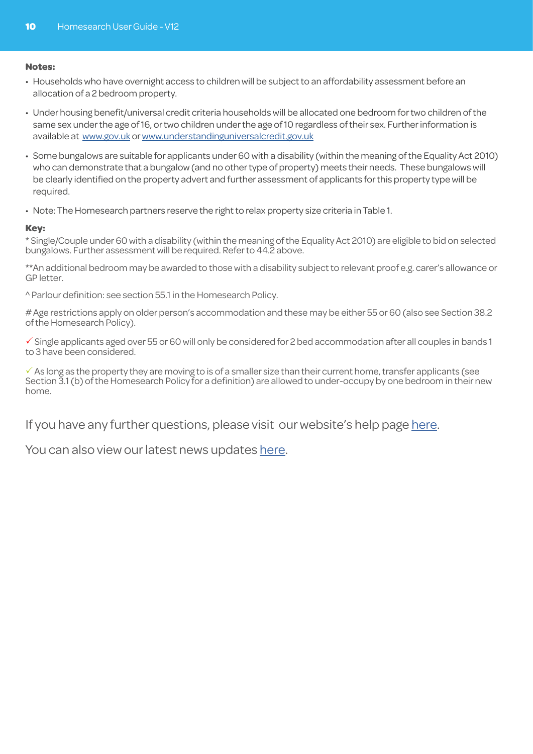**Notes:**

- Households who have overnight access to children will be subject to an affordability assessment before an allocation of a 2 bedroom property.
- Under housing benefit/universal credit criteria households will be allocated one bedroom for two children of the same sex under the age of 16, or two children under the age of 10 regardless of their sex. Further information is available at [www.gov.uk](www.gov.uk) or [www.understandinguniversalcredit.gov.uk](www.understandinguniversalcredit.gov.uk)
- Some bungalows are suitable for applicants under 60 with a disability (within the meaning of the Equality Act 2010) who can demonstrate that a bungalow (and no other type of property) meets their needs. These bungalows will be clearly identified on the property advert and further assessment of applicants for this property type will be required.
- Note: The Homesearch partners reserve the right to relax property size criteria in Table 1.

**Key:**

* Single/Couple under 60 with a disability (within the meaning of the Equality Act 2010) are eligible to bid on selected bungalows. Further assessment will be required. Refer to 44.2 above.

**An additional bedroom may be awarded to those with a disability subject to relevant proof e.g. carer's allowance or GP letter.

^ Parlour definition: see section 55.1 in the Homesearch Policy.

# Age restrictions apply on older person's accommodation and these may be either 55 or 60 (also see Section 38.2 of the Homesearch Policy).

✓ Single applicants aged over 55 or 60 will only be considered for 2 bed accommodation after all couples in bands 1 to 3 have been considered.

✓ As long as the property they are moving to is of a smaller size than their current home, transfer applicants (see Section 3.1 (b) of the Homesearch Policy for a definition) are allowed to under-occupy by one bedroom in their new home.

If you have any further questions, please visit our website's help page here.

You can also view our latest news updates here.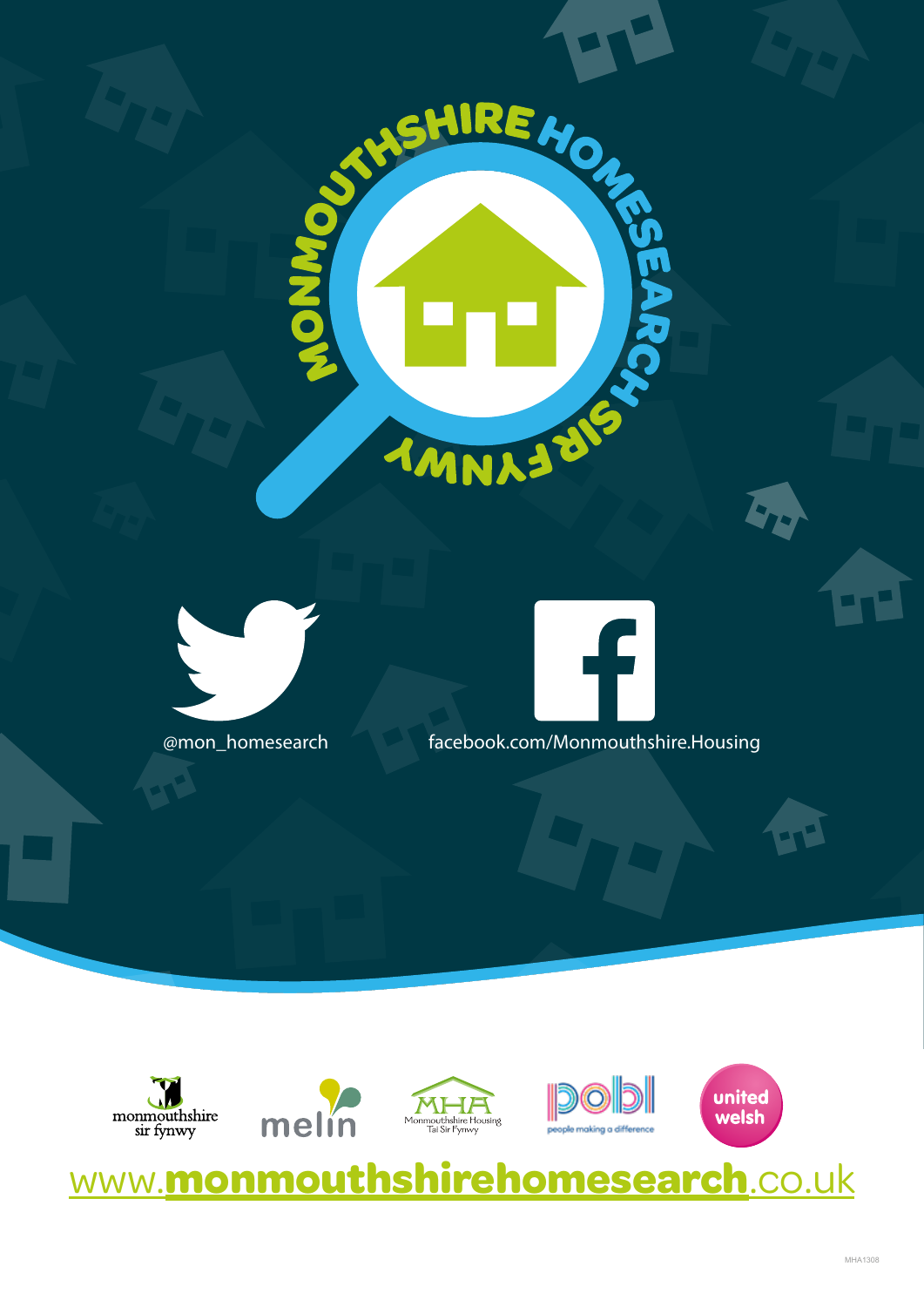MONMOUTHSHIRE HOMESEARCH SIR FYNWY

@mon_homesearch

facebook.com/Monmouthshire.Housing

monmouthshire sir fynwy

melin

MHA Monmouthshire Housing Tai Sir Fynwy

pobl people making a difference

united welsh

www.monmouthshirehomesearch.co.uk

MHA1308